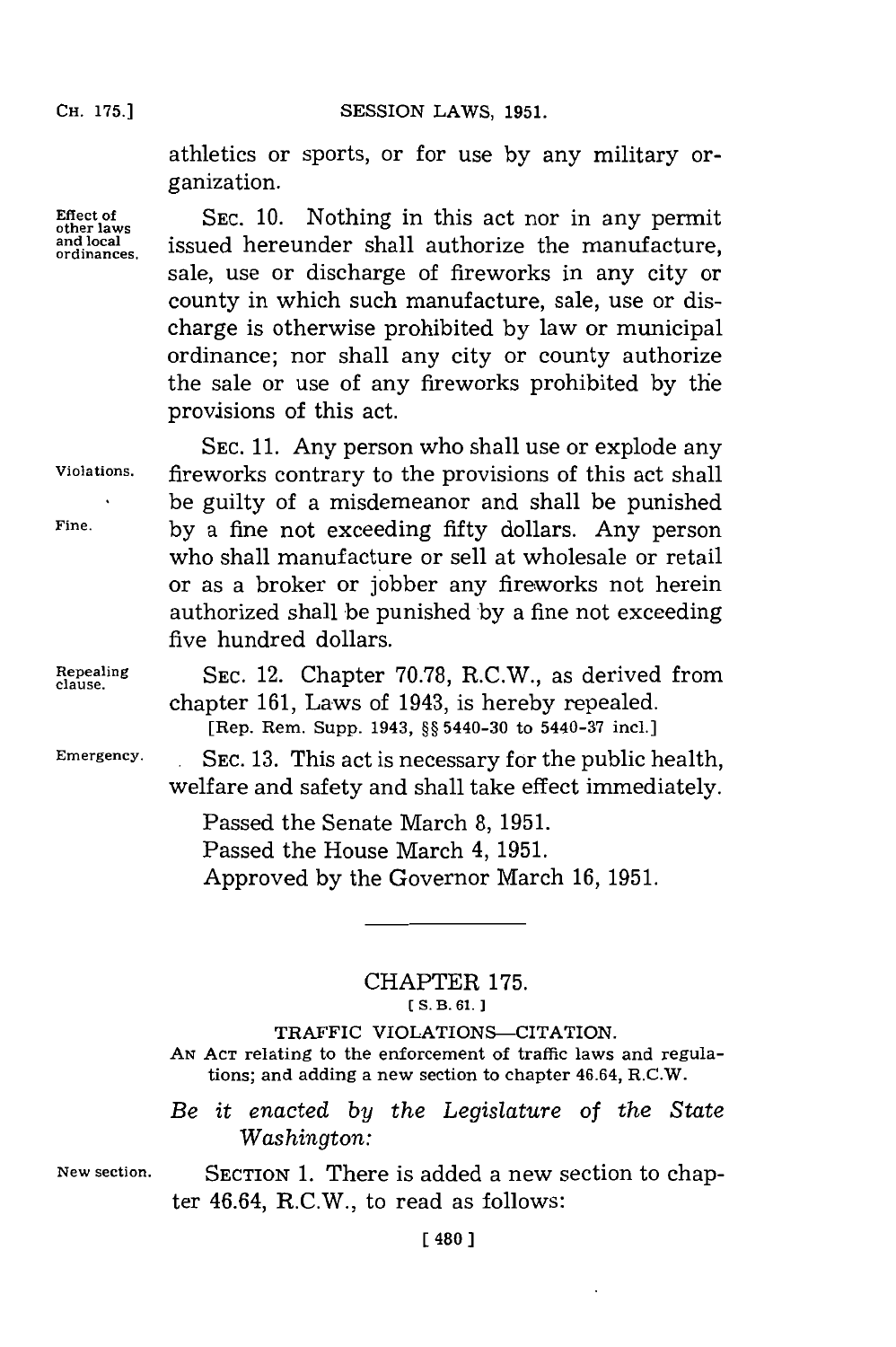athletics or sports, or for use by any military organization.

Effect of other laws and local ordinances.

SEC. 10. Nothing in this act nor in any permit issued hereunder shall authorize the manufacture, sale, use or discharge of fireworks in any city or county in which such manufacture, sale, use or discharge is otherwise prohibited by law or municipal ordinance; nor shall any city or county authorize the sale or use of any fireworks prohibited by the provisions of this act.

Violations.

Fine.

SEC. 11. Any person who shall use or explode any fireworks contrary to the provisions of this act shall be guilty of a misdemeanor and shall be punished by a fine not exceeding fifty dollars. Any person who shall manufacture or sell at wholesale or retail or as a broker or jobber any fireworks not herein authorized shall be punished by a fine not exceeding five hundred dollars.

Repealing clause.

SEC. 12. Chapter 70.78, R.C.W., as derived from chapter 161, Laws of 1943, is hereby repealed.

[Rep. Rem. Supp. 1943, §§ 5440-30 to 5440-37 incl.]

Emergency.

SEC. 13. This act is necessary for the public health, welfare and safety and shall take effect immediately.

Passed the Senate March 8, 1951.
Passed the House March 4, 1951.
Approved by the Governor March 16, 1951.

## CHAPTER 175.

[S. B. 61.]

### TRAFFIC VIOLATIONS—CITATION.

AN ACT relating to the enforcement of traffic laws and regulations; and adding a new section to chapter 46.64, R.C.W.

*Be it enacted by the Legislature of the State Washington:*

New section.

SECTION 1. There is added a new section to chapter 46.64, R.C.W., to read as follows: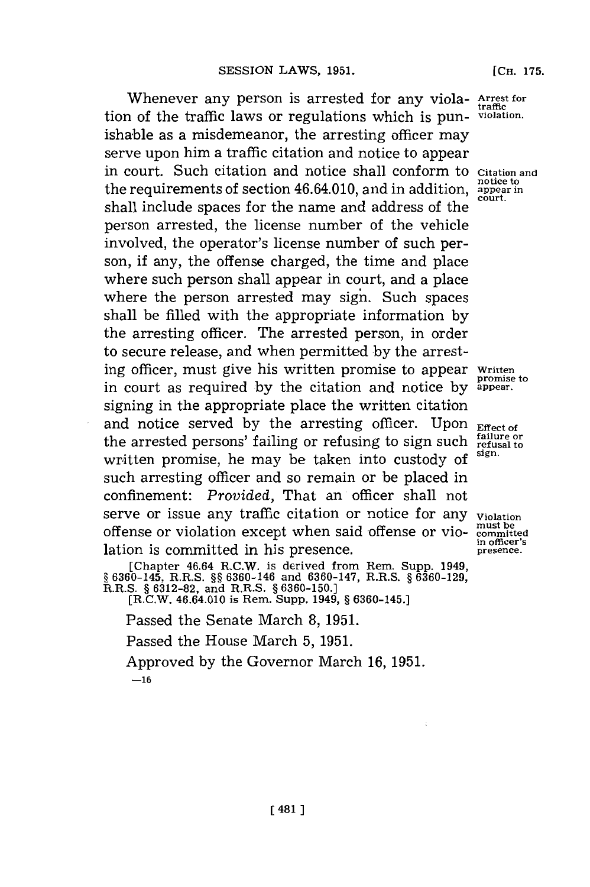Whenever any person is arrested for any violation of the traffic laws or regulations which is punishable as a misdemeanor, the arresting officer may serve upon him a traffic citation and notice to appear in court. Such citation and notice shall conform to the requirements of section 46.64.010, and in addition, shall include spaces for the name and address of the person arrested, the license number of the vehicle involved, the operator's license number of such person, if any, the offense charged, the time and place where such person shall appear in court, and a place where the person arrested may sign. Such spaces shall be filled with the appropriate information by the arresting officer. The arrested person, in order to secure release, and when permitted by the arresting officer, must give his written promise to appear in court as required by the citation and notice by signing in the appropriate place the written citation and notice served by the arresting officer. Upon the arrested persons' failing or refusing to sign such written promise, he may be taken into custody of such arresting officer and so remain or be placed in confinement: *Provided,* That an officer shall not serve or issue any traffic citation or notice for any offense or violation except when said offense or violation is committed in his presence.

Arrest for traffic violation.

Citation and notice to appear in court.

Written promise to appear.

Effect of failure or refusal to sign.

Violation must be committed in officer's presence.

[Chapter 46.64 R.C.W. is derived from Rem. Supp. 1949, § 6360-145, R.R.S. §§ 6360-146 and 6360-147, R.R.S. § 6360-129, R.R.S. § 6312-82, and R.R.S. § 6360-150.]

[R.C.W. 46.64.010 is Rem. Supp. 1949, § 6360-145.]

Passed the Senate March 8, 1951.

Passed the House March 5, 1951.

Approved by the Governor March 16, 1951.

—16